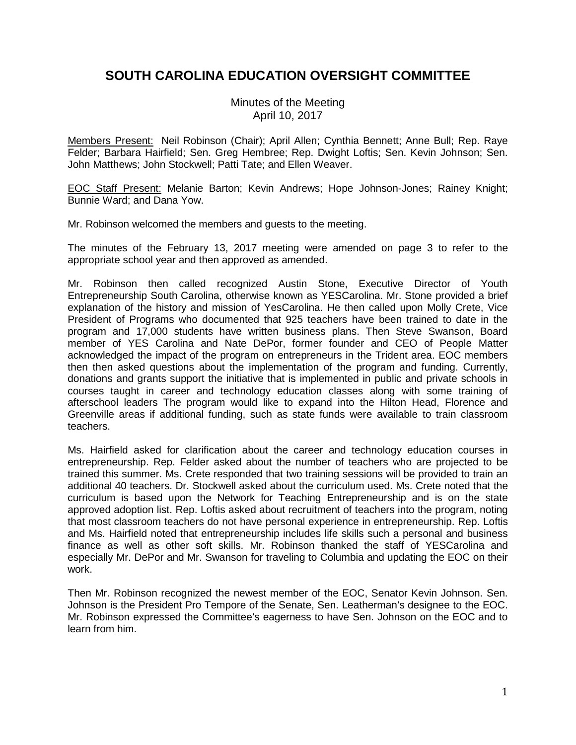# SOUTH CAROLINA EDUCATION OVERSIGHT COMMITTEE

Minutes of the Meeting
April 10, 2017

Members Present: Neil Robinson (Chair); April Allen; Cynthia Bennett; Anne Bull; Rep. Raye Felder; Barbara Hairfield; Sen. Greg Hembree; Rep. Dwight Loftis; Sen. Kevin Johnson; Sen. John Matthews; John Stockwell; Patti Tate; and Ellen Weaver.

EOC Staff Present: Melanie Barton; Kevin Andrews; Hope Johnson-Jones; Rainey Knight; Bunnie Ward; and Dana Yow.

Mr. Robinson welcomed the members and guests to the meeting.

The minutes of the February 13, 2017 meeting were amended on page 3 to refer to the appropriate school year and then approved as amended.

Mr. Robinson then called recognized Austin Stone, Executive Director of Youth Entrepreneurship South Carolina, otherwise known as YESCarolina. Mr. Stone provided a brief explanation of the history and mission of YesCarolina. He then called upon Molly Crete, Vice President of Programs who documented that 925 teachers have been trained to date in the program and 17,000 students have written business plans. Then Steve Swanson, Board member of YES Carolina and Nate DePor, former founder and CEO of People Matter acknowledged the impact of the program on entrepreneurs in the Trident area. EOC members then then asked questions about the implementation of the program and funding. Currently, donations and grants support the initiative that is implemented in public and private schools in courses taught in career and technology education classes along with some training of afterschool leaders The program would like to expand into the Hilton Head, Florence and Greenville areas if additional funding, such as state funds were available to train classroom teachers.

Ms. Hairfield asked for clarification about the career and technology education courses in entrepreneurship. Rep. Felder asked about the number of teachers who are projected to be trained this summer. Ms. Crete responded that two training sessions will be provided to train an additional 40 teachers. Dr. Stockwell asked about the curriculum used. Ms. Crete noted that the curriculum is based upon the Network for Teaching Entrepreneurship and is on the state approved adoption list. Rep. Loftis asked about recruitment of teachers into the program, noting that most classroom teachers do not have personal experience in entrepreneurship. Rep. Loftis and Ms. Hairfield noted that entrepreneurship includes life skills such a personal and business finance as well as other soft skills. Mr. Robinson thanked the staff of YESCarolina and especially Mr. DePor and Mr. Swanson for traveling to Columbia and updating the EOC on their work.

Then Mr. Robinson recognized the newest member of the EOC, Senator Kevin Johnson. Sen. Johnson is the President Pro Tempore of the Senate, Sen. Leatherman's designee to the EOC. Mr. Robinson expressed the Committee's eagerness to have Sen. Johnson on the EOC and to learn from him.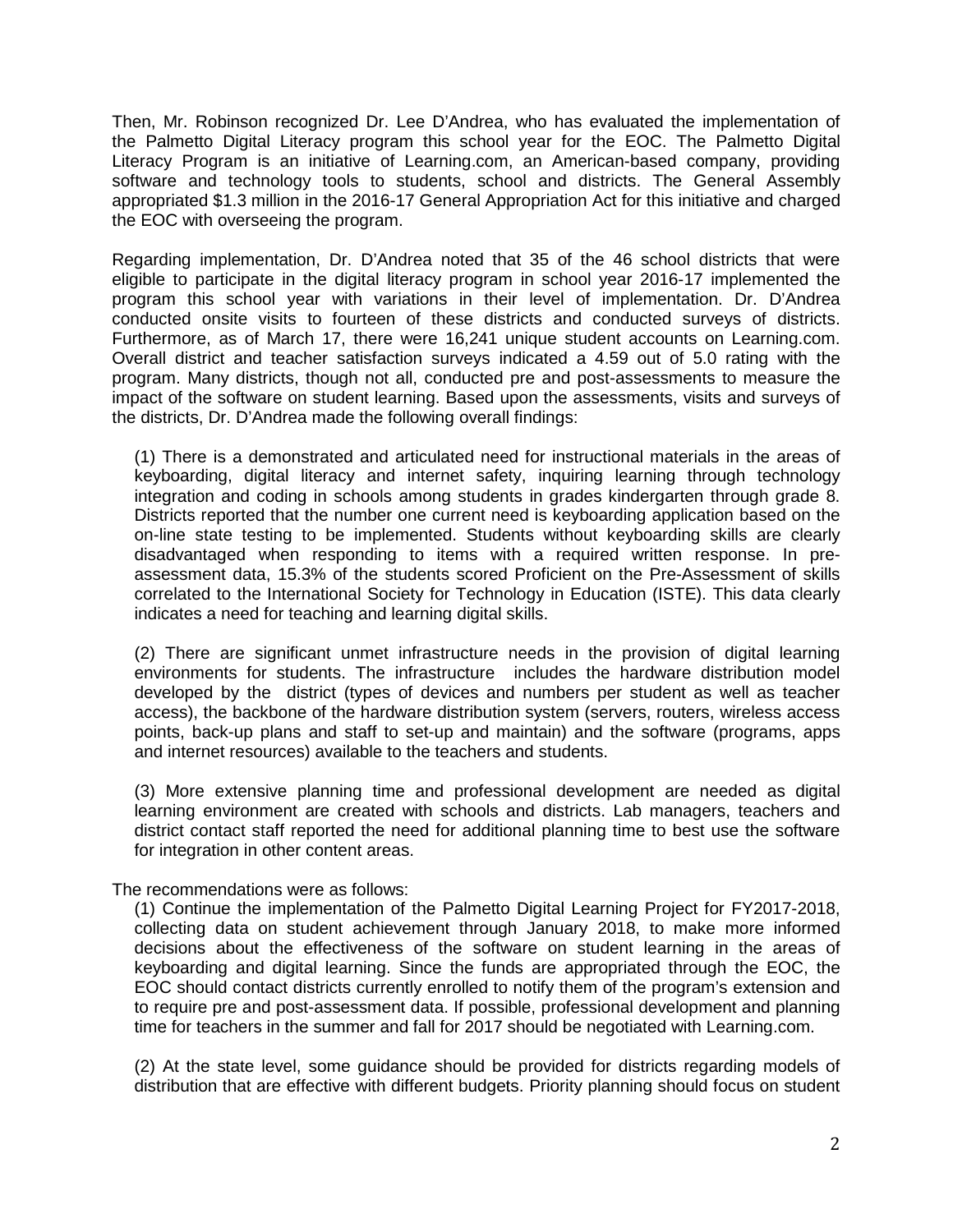Then, Mr. Robinson recognized Dr. Lee D'Andrea, who has evaluated the implementation of the Palmetto Digital Literacy program this school year for the EOC. The Palmetto Digital Literacy Program is an initiative of Learning.com, an American-based company, providing software and technology tools to students, school and districts. The General Assembly appropriated $1.3 million in the 2016-17 General Appropriation Act for this initiative and charged the EOC with overseeing the program.

Regarding implementation, Dr. D'Andrea noted that 35 of the 46 school districts that were eligible to participate in the digital literacy program in school year 2016-17 implemented the program this school year with variations in their level of implementation. Dr. D'Andrea conducted onsite visits to fourteen of these districts and conducted surveys of districts. Furthermore, as of March 17, there were 16,241 unique student accounts on Learning.com. Overall district and teacher satisfaction surveys indicated a 4.59 out of 5.0 rating with the program. Many districts, though not all, conducted pre and post-assessments to measure the impact of the software on student learning. Based upon the assessments, visits and surveys of the districts, Dr. D'Andrea made the following overall findings:

(1) There is a demonstrated and articulated need for instructional materials in the areas of keyboarding, digital literacy and internet safety, inquiring learning through technology integration and coding in schools among students in grades kindergarten through grade 8. Districts reported that the number one current need is keyboarding application based on the on-line state testing to be implemented. Students without keyboarding skills are clearly disadvantaged when responding to items with a required written response. In pre-assessment data, 15.3% of the students scored Proficient on the Pre-Assessment of skills correlated to the International Society for Technology in Education (ISTE). This data clearly indicates a need for teaching and learning digital skills.

(2) There are significant unmet infrastructure needs in the provision of digital learning environments for students. The infrastructure includes the hardware distribution model developed by the district (types of devices and numbers per student as well as teacher access), the backbone of the hardware distribution system (servers, routers, wireless access points, back-up plans and staff to set-up and maintain) and the software (programs, apps and internet resources) available to the teachers and students.

(3) More extensive planning time and professional development are needed as digital learning environment are created with schools and districts. Lab managers, teachers and district contact staff reported the need for additional planning time to best use the software for integration in other content areas.

The recommendations were as follows:

(1) Continue the implementation of the Palmetto Digital Learning Project for FY2017-2018, collecting data on student achievement through January 2018, to make more informed decisions about the effectiveness of the software on student learning in the areas of keyboarding and digital learning. Since the funds are appropriated through the EOC, the EOC should contact districts currently enrolled to notify them of the program's extension and to require pre and post-assessment data. If possible, professional development and planning time for teachers in the summer and fall for 2017 should be negotiated with Learning.com.

(2) At the state level, some guidance should be provided for districts regarding models of distribution that are effective with different budgets. Priority planning should focus on student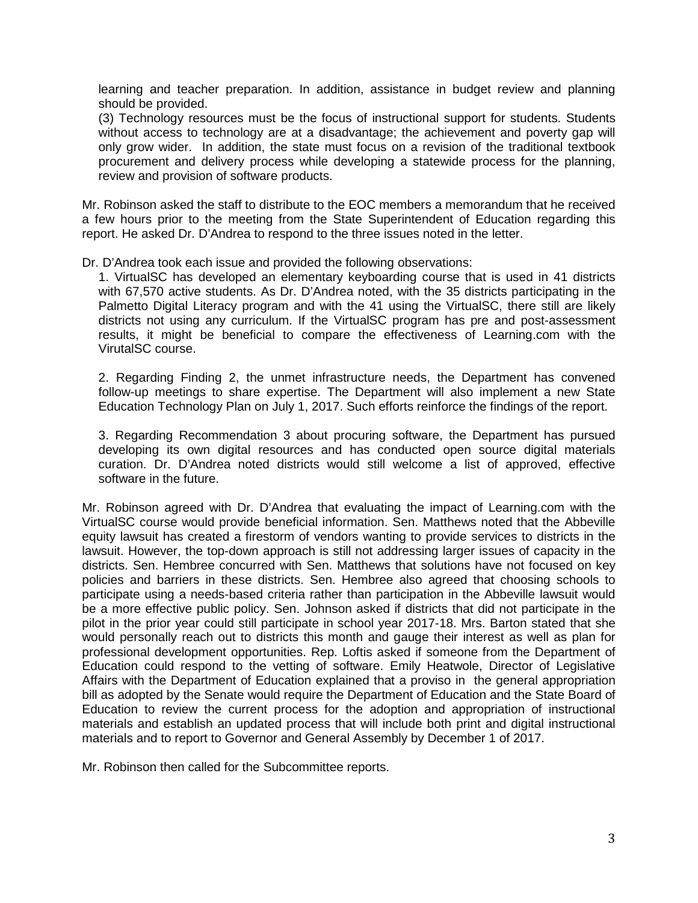learning and teacher preparation. In addition, assistance in budget review and planning should be provided.

(3) Technology resources must be the focus of instructional support for students. Students without access to technology are at a disadvantage; the achievement and poverty gap will only grow wider. In addition, the state must focus on a revision of the traditional textbook procurement and delivery process while developing a statewide process for the planning, review and provision of software products.

Mr. Robinson asked the staff to distribute to the EOC members a memorandum that he received a few hours prior to the meeting from the State Superintendent of Education regarding this report. He asked Dr. D'Andrea to respond to the three issues noted in the letter.

Dr. D'Andrea took each issue and provided the following observations:

1. VirtualSC has developed an elementary keyboarding course that is used in 41 districts with 67,570 active students. As Dr. D'Andrea noted, with the 35 districts participating in the Palmetto Digital Literacy program and with the 41 using the VirtualSC, there still are likely districts not using any curriculum. If the VirtualSC program has pre and post-assessment results, it might be beneficial to compare the effectiveness of Learning.com with the VirutalSC course.

2. Regarding Finding 2, the unmet infrastructure needs, the Department has convened follow-up meetings to share expertise. The Department will also implement a new State Education Technology Plan on July 1, 2017. Such efforts reinforce the findings of the report.

3. Regarding Recommendation 3 about procuring software, the Department has pursued developing its own digital resources and has conducted open source digital materials curation. Dr. D'Andrea noted districts would still welcome a list of approved, effective software in the future.

Mr. Robinson agreed with Dr. D'Andrea that evaluating the impact of Learning.com with the VirtualSC course would provide beneficial information. Sen. Matthews noted that the Abbeville equity lawsuit has created a firestorm of vendors wanting to provide services to districts in the lawsuit. However, the top-down approach is still not addressing larger issues of capacity in the districts. Sen. Hembree concurred with Sen. Matthews that solutions have not focused on key policies and barriers in these districts. Sen. Hembree also agreed that choosing schools to participate using a needs-based criteria rather than participation in the Abbeville lawsuit would be a more effective public policy. Sen. Johnson asked if districts that did not participate in the pilot in the prior year could still participate in school year 2017-18. Mrs. Barton stated that she would personally reach out to districts this month and gauge their interest as well as plan for professional development opportunities. Rep. Loftis asked if someone from the Department of Education could respond to the vetting of software. Emily Heatwole, Director of Legislative Affairs with the Department of Education explained that a proviso in the general appropriation bill as adopted by the Senate would require the Department of Education and the State Board of Education to review the current process for the adoption and appropriation of instructional materials and establish an updated process that will include both print and digital instructional materials and to report to Governor and General Assembly by December 1 of 2017.

Mr. Robinson then called for the Subcommittee reports.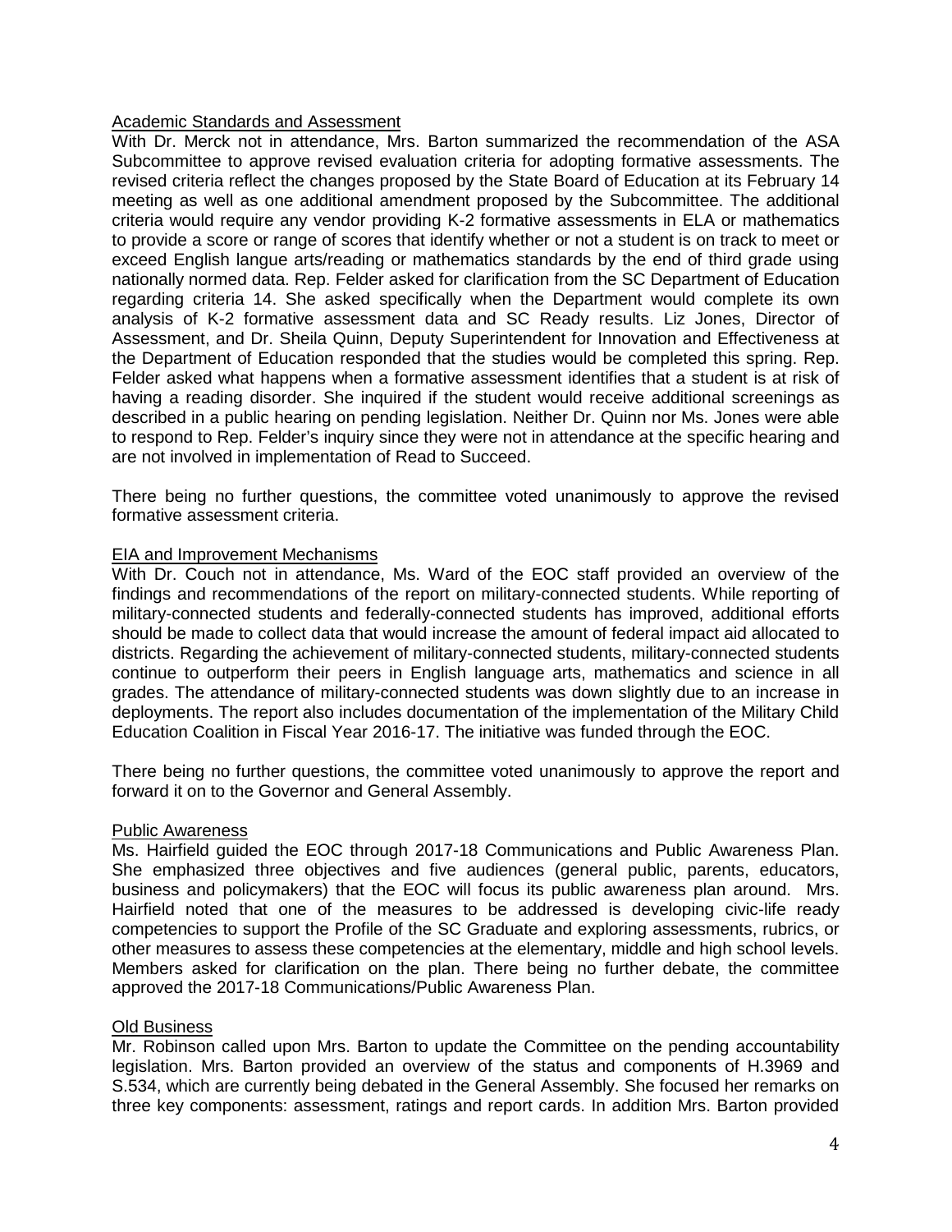## Academic Standards and Assessment

With Dr. Merck not in attendance, Mrs. Barton summarized the recommendation of the ASA Subcommittee to approve revised evaluation criteria for adopting formative assessments. The revised criteria reflect the changes proposed by the State Board of Education at its February 14 meeting as well as one additional amendment proposed by the Subcommittee. The additional criteria would require any vendor providing K-2 formative assessments in ELA or mathematics to provide a score or range of scores that identify whether or not a student is on track to meet or exceed English langue arts/reading or mathematics standards by the end of third grade using nationally normed data. Rep. Felder asked for clarification from the SC Department of Education regarding criteria 14. She asked specifically when the Department would complete its own analysis of K-2 formative assessment data and SC Ready results. Liz Jones, Director of Assessment, and Dr. Sheila Quinn, Deputy Superintendent for Innovation and Effectiveness at the Department of Education responded that the studies would be completed this spring. Rep. Felder asked what happens when a formative assessment identifies that a student is at risk of having a reading disorder. She inquired if the student would receive additional screenings as described in a public hearing on pending legislation. Neither Dr. Quinn nor Ms. Jones were able to respond to Rep. Felder's inquiry since they were not in attendance at the specific hearing and are not involved in implementation of Read to Succeed.

There being no further questions, the committee voted unanimously to approve the revised formative assessment criteria.

## EIA and Improvement Mechanisms

With Dr. Couch not in attendance, Ms. Ward of the EOC staff provided an overview of the findings and recommendations of the report on military-connected students. While reporting of military-connected students and federally-connected students has improved, additional efforts should be made to collect data that would increase the amount of federal impact aid allocated to districts. Regarding the achievement of military-connected students, military-connected students continue to outperform their peers in English language arts, mathematics and science in all grades. The attendance of military-connected students was down slightly due to an increase in deployments. The report also includes documentation of the implementation of the Military Child Education Coalition in Fiscal Year 2016-17. The initiative was funded through the EOC.

There being no further questions, the committee voted unanimously to approve the report and forward it on to the Governor and General Assembly.

## Public Awareness

Ms. Hairfield guided the EOC through 2017-18 Communications and Public Awareness Plan. She emphasized three objectives and five audiences (general public, parents, educators, business and policymakers) that the EOC will focus its public awareness plan around. Mrs. Hairfield noted that one of the measures to be addressed is developing civic-life ready competencies to support the Profile of the SC Graduate and exploring assessments, rubrics, or other measures to assess these competencies at the elementary, middle and high school levels. Members asked for clarification on the plan. There being no further debate, the committee approved the 2017-18 Communications/Public Awareness Plan.

## Old Business

Mr. Robinson called upon Mrs. Barton to update the Committee on the pending accountability legislation. Mrs. Barton provided an overview of the status and components of H.3969 and S.534, which are currently being debated in the General Assembly. She focused her remarks on three key components: assessment, ratings and report cards. In addition Mrs. Barton provided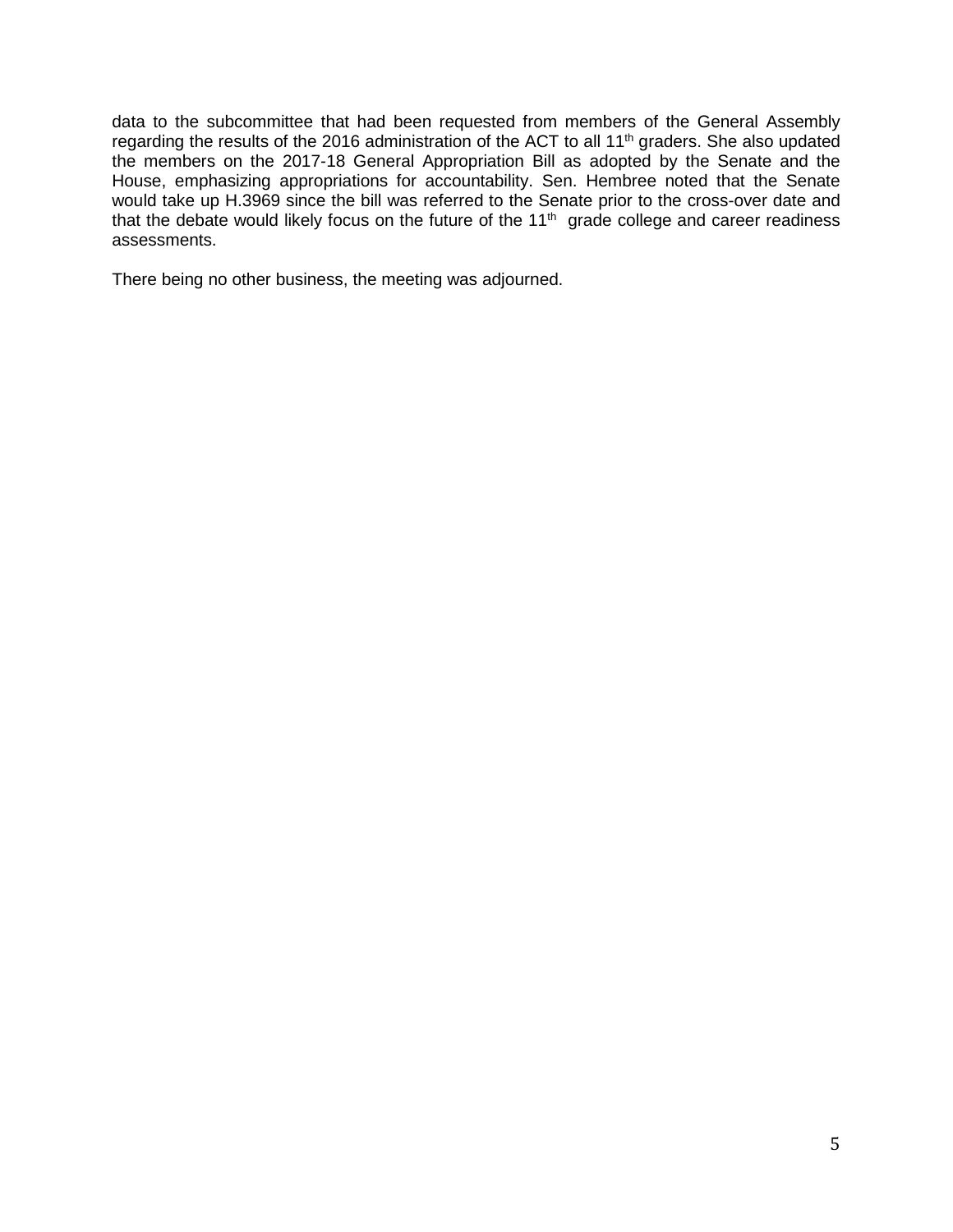data to the subcommittee that had been requested from members of the General Assembly regarding the results of the 2016 administration of the ACT to all 11th graders. She also updated the members on the 2017-18 General Appropriation Bill as adopted by the Senate and the House, emphasizing appropriations for accountability. Sen. Hembree noted that the Senate would take up H.3969 since the bill was referred to the Senate prior to the cross-over date and that the debate would likely focus on the future of the 11th grade college and career readiness assessments.

There being no other business, the meeting was adjourned.